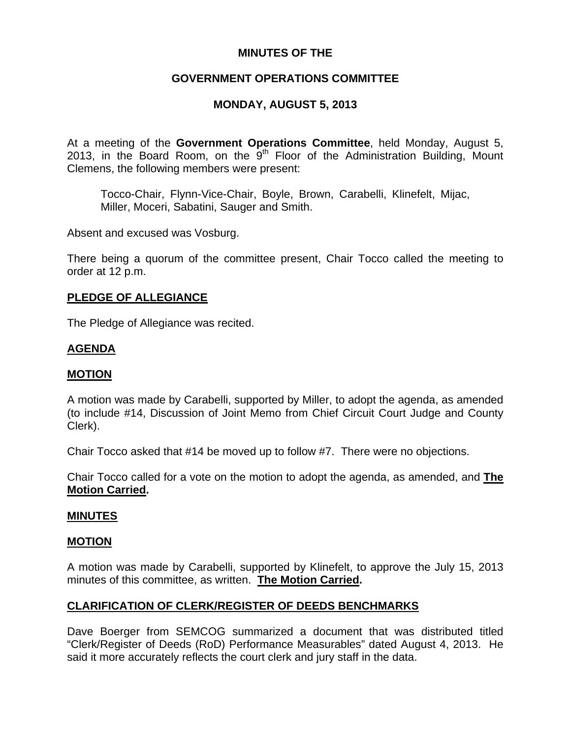# MINUTES OF THE

## GOVERNMENT OPERATIONS COMMITTEE

## MONDAY, AUGUST 5, 2013

At a meeting of the **Government Operations Committee**, held Monday, August 5, 2013, in the Board Room, on the 9th Floor of the Administration Building, Mount Clemens, the following members were present:

Tocco-Chair, Flynn-Vice-Chair, Boyle, Brown, Carabelli, Klinefelt, Mijac, Miller, Moceri, Sabatini, Sauger and Smith.

Absent and excused was Vosburg.

There being a quorum of the committee present, Chair Tocco called the meeting to order at 12 p.m.

**PLEDGE OF ALLEGIANCE**

The Pledge of Allegiance was recited.

**AGENDA**

**MOTION**

A motion was made by Carabelli, supported by Miller, to adopt the agenda, as amended (to include #14, Discussion of Joint Memo from Chief Circuit Court Judge and County Clerk).

Chair Tocco asked that #14 be moved up to follow #7. There were no objections.

Chair Tocco called for a vote on the motion to adopt the agenda, as amended, and **The Motion Carried.**

**MINUTES**

**MOTION**

A motion was made by Carabelli, supported by Klinefelt, to approve the July 15, 2013 minutes of this committee, as written. **The Motion Carried.**

**CLARIFICATION OF CLERK/REGISTER OF DEEDS BENCHMARKS**

Dave Boerger from SEMCOG summarized a document that was distributed titled "Clerk/Register of Deeds (RoD) Performance Measurables" dated August 4, 2013. He said it more accurately reflects the court clerk and jury staff in the data.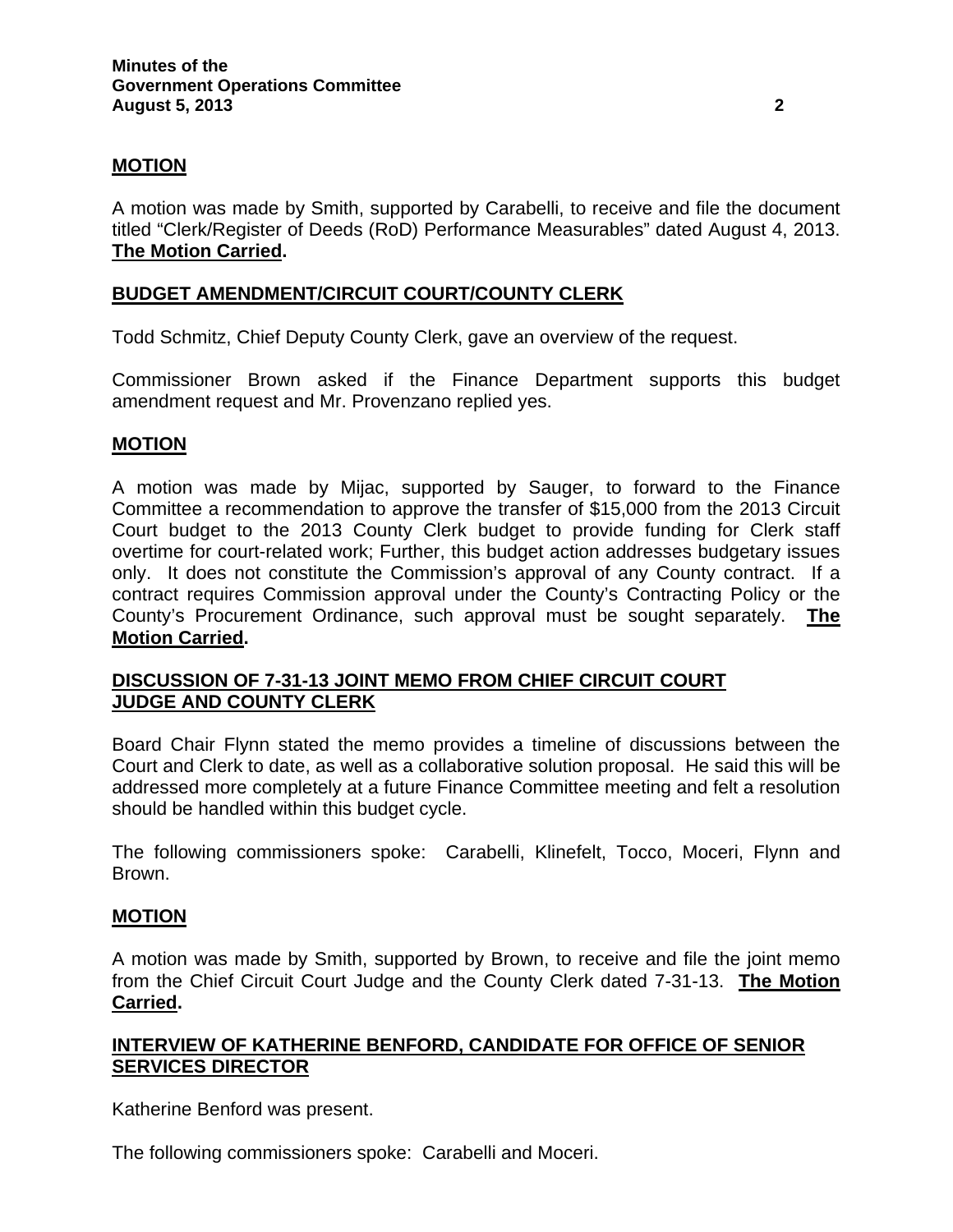**MOTION**

A motion was made by Smith, supported by Carabelli, to receive and file the document titled "Clerk/Register of Deeds (RoD) Performance Measurables" dated August 4, 2013. **The Motion Carried.**

**BUDGET AMENDMENT/CIRCUIT COURT/COUNTY CLERK**

Todd Schmitz, Chief Deputy County Clerk, gave an overview of the request.

Commissioner Brown asked if the Finance Department supports this budget amendment request and Mr. Provenzano replied yes.

**MOTION**

A motion was made by Mijac, supported by Sauger, to forward to the Finance Committee a recommendation to approve the transfer of $15,000 from the 2013 Circuit Court budget to the 2013 County Clerk budget to provide funding for Clerk staff overtime for court-related work; Further, this budget action addresses budgetary issues only. It does not constitute the Commission's approval of any County contract. If a contract requires Commission approval under the County's Contracting Policy or the County's Procurement Ordinance, such approval must be sought separately. **The Motion Carried.**

**DISCUSSION OF 7-31-13 JOINT MEMO FROM CHIEF CIRCUIT COURT JUDGE AND COUNTY CLERK**

Board Chair Flynn stated the memo provides a timeline of discussions between the Court and Clerk to date, as well as a collaborative solution proposal. He said this will be addressed more completely at a future Finance Committee meeting and felt a resolution should be handled within this budget cycle.

The following commissioners spoke: Carabelli, Klinefelt, Tocco, Moceri, Flynn and Brown.

**MOTION**

A motion was made by Smith, supported by Brown, to receive and file the joint memo from the Chief Circuit Court Judge and the County Clerk dated 7-31-13. **The Motion Carried.**

**INTERVIEW OF KATHERINE BENFORD, CANDIDATE FOR OFFICE OF SENIOR SERVICES DIRECTOR**

Katherine Benford was present.

The following commissioners spoke: Carabelli and Moceri.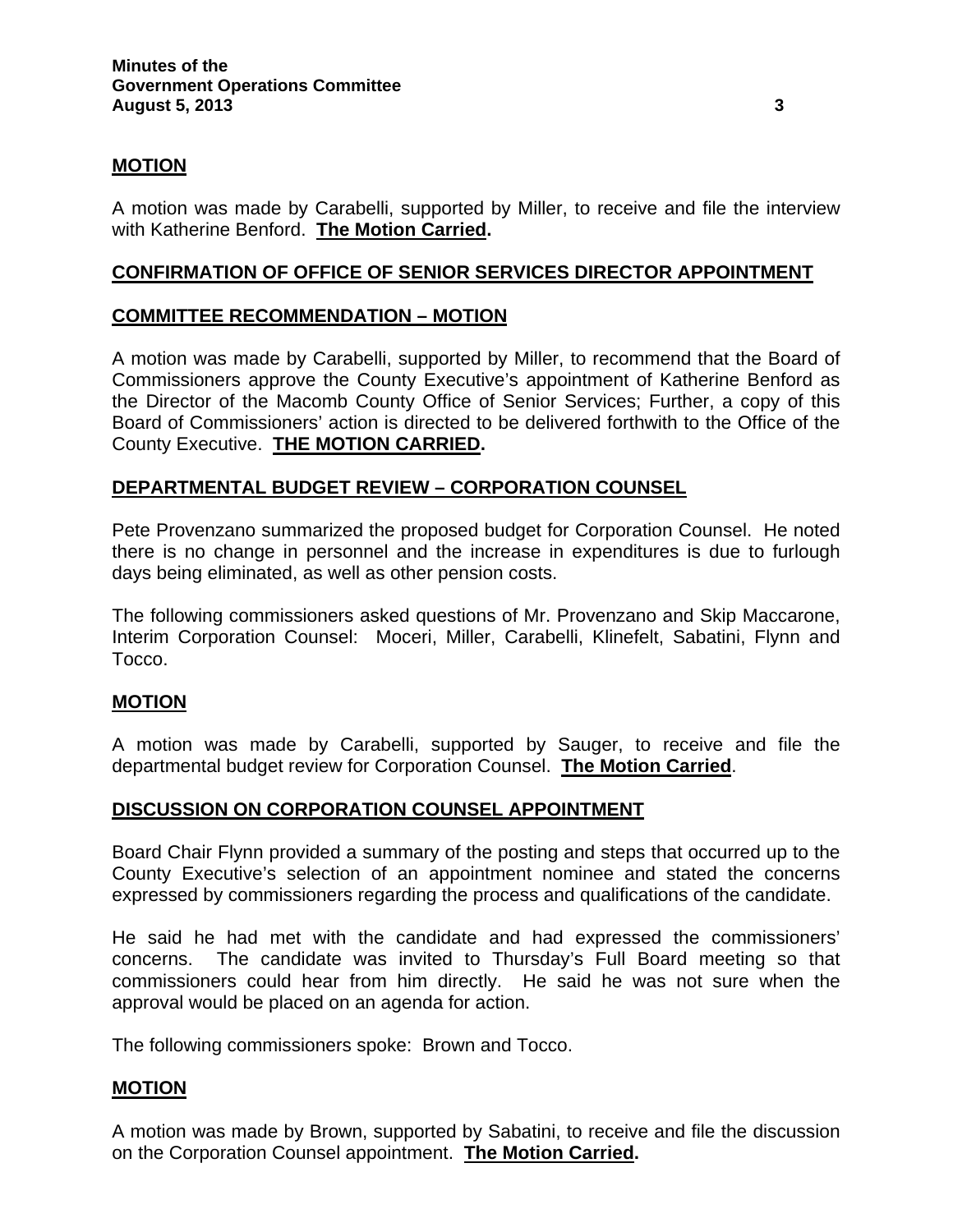**MOTION**

A motion was made by Carabelli, supported by Miller, to receive and file the interview with Katherine Benford. **The Motion Carried.**

**CONFIRMATION OF OFFICE OF SENIOR SERVICES DIRECTOR APPOINTMENT**

**COMMITTEE RECOMMENDATION – MOTION**

A motion was made by Carabelli, supported by Miller, to recommend that the Board of Commissioners approve the County Executive's appointment of Katherine Benford as the Director of the Macomb County Office of Senior Services; Further, a copy of this Board of Commissioners' action is directed to be delivered forthwith to the Office of the County Executive. **THE MOTION CARRIED.**

**DEPARTMENTAL BUDGET REVIEW – CORPORATION COUNSEL**

Pete Provenzano summarized the proposed budget for Corporation Counsel. He noted there is no change in personnel and the increase in expenditures is due to furlough days being eliminated, as well as other pension costs.

The following commissioners asked questions of Mr. Provenzano and Skip Maccarone, Interim Corporation Counsel: Moceri, Miller, Carabelli, Klinefelt, Sabatini, Flynn and Tocco.

**MOTION**

A motion was made by Carabelli, supported by Sauger, to receive and file the departmental budget review for Corporation Counsel. **The Motion Carried**.

**DISCUSSION ON CORPORATION COUNSEL APPOINTMENT**

Board Chair Flynn provided a summary of the posting and steps that occurred up to the County Executive's selection of an appointment nominee and stated the concerns expressed by commissioners regarding the process and qualifications of the candidate.

He said he had met with the candidate and had expressed the commissioners' concerns. The candidate was invited to Thursday's Full Board meeting so that commissioners could hear from him directly. He said he was not sure when the approval would be placed on an agenda for action.

The following commissioners spoke: Brown and Tocco.

**MOTION**

A motion was made by Brown, supported by Sabatini, to receive and file the discussion on the Corporation Counsel appointment. **The Motion Carried.**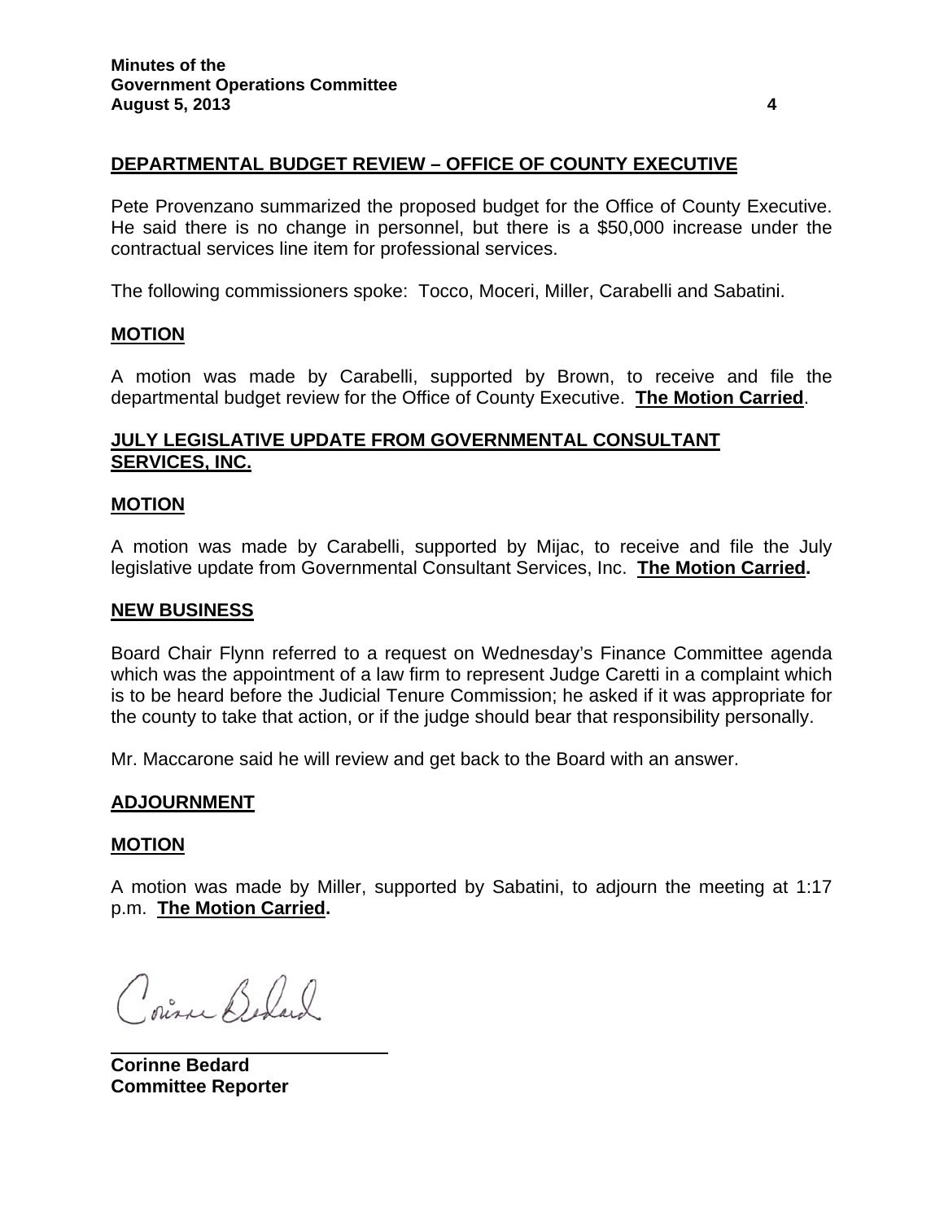## DEPARTMENTAL BUDGET REVIEW – OFFICE OF COUNTY EXECUTIVE

Pete Provenzano summarized the proposed budget for the Office of County Executive. He said there is no change in personnel, but there is a $50,000 increase under the contractual services line item for professional services.

The following commissioners spoke: Tocco, Moceri, Miller, Carabelli and Sabatini.

### MOTION

A motion was made by Carabelli, supported by Brown, to receive and file the departmental budget review for the Office of County Executive. **The Motion Carried**.

## JULY LEGISLATIVE UPDATE FROM GOVERNMENTAL CONSULTANT SERVICES, INC.

### MOTION

A motion was made by Carabelli, supported by Mijac, to receive and file the July legislative update from Governmental Consultant Services, Inc. **The Motion Carried.**

## NEW BUSINESS

Board Chair Flynn referred to a request on Wednesday's Finance Committee agenda which was the appointment of a law firm to represent Judge Caretti in a complaint which is to be heard before the Judicial Tenure Commission; he asked if it was appropriate for the county to take that action, or if the judge should bear that responsibility personally.

Mr. Maccarone said he will review and get back to the Board with an answer.

## ADJOURNMENT

### MOTION

A motion was made by Miller, supported by Sabatini, to adjourn the meeting at 1:17 p.m. **The Motion Carried.**

**Corinne Bedard**
**Committee Reporter**